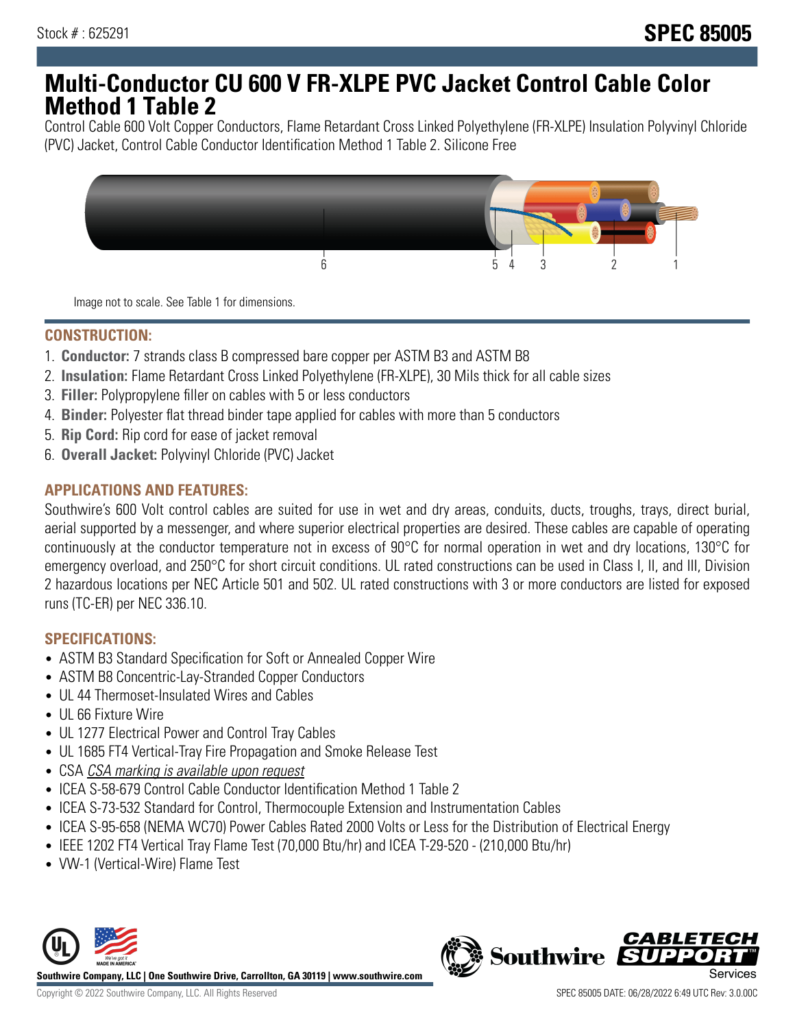Stock # : 625291

# SPEC 85005

# Multi-Conductor CU 600 V FR-XLPE PVC Jacket Control Cable Color Method 1 Table 2

Control Cable 600 Volt Copper Conductors, Flame Retardant Cross Linked Polyethylene (FR-XLPE) Insulation Polyvinyl Chloride (PVC) Jacket, Control Cable Conductor Identification Method 1 Table 2. Silicone Free

Image not to scale. See Table 1 for dimensions.

## CONSTRUCTION:

1. **Conductor:** 7 strands class B compressed bare copper per ASTM B3 and ASTM B8
2. **Insulation:** Flame Retardant Cross Linked Polyethylene (FR-XLPE), 30 Mils thick for all cable sizes
3. **Filler:** Polypropylene filler on cables with 5 or less conductors
4. **Binder:** Polyester flat thread binder tape applied for cables with more than 5 conductors
5. **Rip Cord:** Rip cord for ease of jacket removal
6. **Overall Jacket:** Polyvinyl Chloride (PVC) Jacket

## APPLICATIONS AND FEATURES:

Southwire's 600 Volt control cables are suited for use in wet and dry areas, conduits, ducts, troughs, trays, direct burial, aerial supported by a messenger, and where superior electrical properties are desired. These cables are capable of operating continuously at the conductor temperature not in excess of 90°C for normal operation in wet and dry locations, 130°C for emergency overload, and 250°C for short circuit conditions. UL rated constructions can be used in Class I, II, and III, Division 2 hazardous locations per NEC Article 501 and 502. UL rated constructions with 3 or more conductors are listed for exposed runs (TC-ER) per NEC 336.10.

## SPECIFICATIONS:

- ASTM B3 Standard Specification for Soft or Annealed Copper Wire
- ASTM B8 Concentric-Lay-Stranded Copper Conductors
- UL 44 Thermoset-Insulated Wires and Cables
- UL 66 Fixture Wire
- UL 1277 Electrical Power and Control Tray Cables
- UL 1685 FT4 Vertical-Tray Fire Propagation and Smoke Release Test
- CSA *CSA marking is available upon request*
- ICEA S-58-679 Control Cable Conductor Identification Method 1 Table 2
- ICEA S-73-532 Standard for Control, Thermocouple Extension and Instrumentation Cables
- ICEA S-95-658 (NEMA WC70) Power Cables Rated 2000 Volts or Less for the Distribution of Electrical Energy
- IEEE 1202 FT4 Vertical Tray Flame Test (70,000 Btu/hr) and ICEA T-29-520 - (210,000 Btu/hr)
- VW-1 (Vertical-Wire) Flame Test

Southwire Company, LLC | One Southwire Drive, Carrollton, GA 30119 | www.southwire.com

Copyright © 2022 Southwire Company, LLC. All Rights Reserved

SPEC 85005 DATE: 06/28/2022 6:49 UTC Rev: 3.0.00C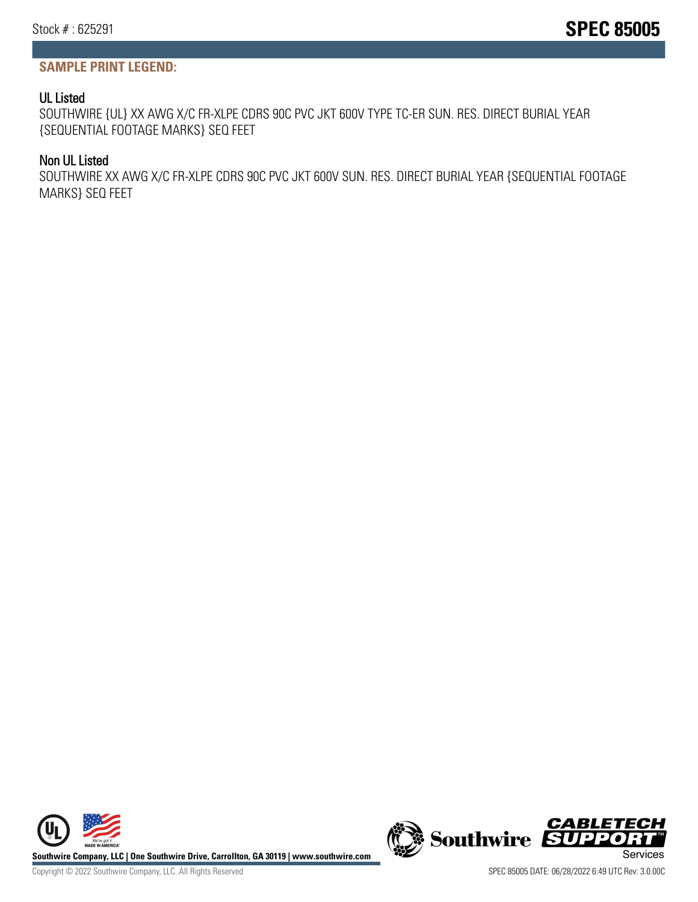## SAMPLE PRINT LEGEND:

### UL Listed

SOUTHWIRE {UL} XX AWG X/C FR-XLPE CDRS 90C PVC JKT 600V TYPE TC-ER SUN. RES. DIRECT BURIAL YEAR {SEQUENTIAL FOOTAGE MARKS} SEQ FEET

### Non UL Listed

SOUTHWIRE XX AWG X/C FR-XLPE CDRS 90C PVC JKT 600V SUN. RES. DIRECT BURIAL YEAR {SEQUENTIAL FOOTAGE MARKS} SEQ FEET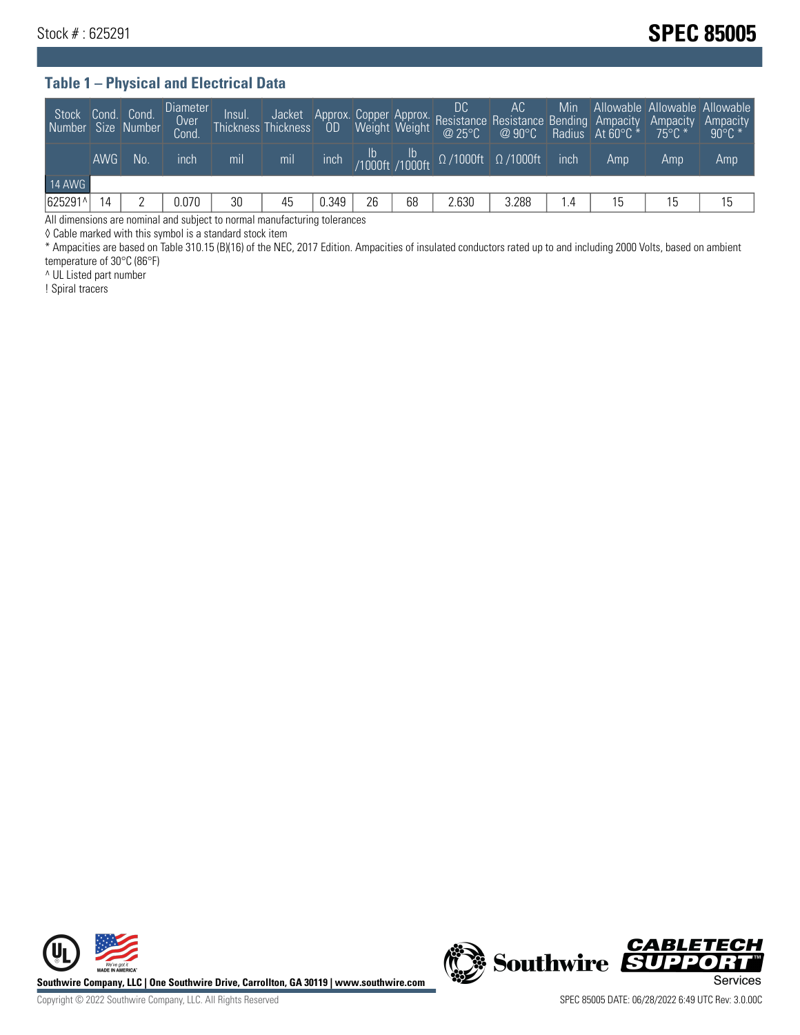## Table 1 – Physical and Electrical Data

| Stock Number | Cond. Size | Cond. Number | Diameter Over Cond. | Insul. Thickness | Jacket Thickness | Approx. OD | Copper Weight | Approx. Weight | DC Resistance @ 25°C | AC Resistance @ 90°C | Min Bending Radius | Allowable Ampacity At 60°C * | Allowable Ampacity 75°C * | Allowable Ampacity 90°C * |
|---|---|---|---|---|---|---|---|---|---|---|---|---|---|---|
| | AWG | No. | inch | mil | mil | inch | lb /1000ft | lb /1000ft | Ω /1000ft | Ω /1000ft | inch | Amp | Amp | Amp |
| 14 AWG | | | | | | | | | | | | | | |
| 625291^ | 14 | 2 | 0.070 | 30 | 45 | 0.349 | 26 | 68 | 2.630 | 3.288 | 1.4 | 15 | 15 | 15 |

All dimensions are nominal and subject to normal manufacturing tolerances

◊ Cable marked with this symbol is a standard stock item

* Ampacities are based on Table 310.15 (B)(16) of the NEC, 2017 Edition. Ampacities of insulated conductors rated up to and including 2000 Volts, based on ambient temperature of 30°C (86°F)

^ UL Listed part number

! Spiral tracers

Southwire Company, LLC | One Southwire Drive, Carrollton, GA 30119 | www.southwire.com

Copyright © 2022 Southwire Company, LLC. All Rights Reserved

SPEC 85005 DATE: 06/28/2022 6:49 UTC Rev: 3.0.00C